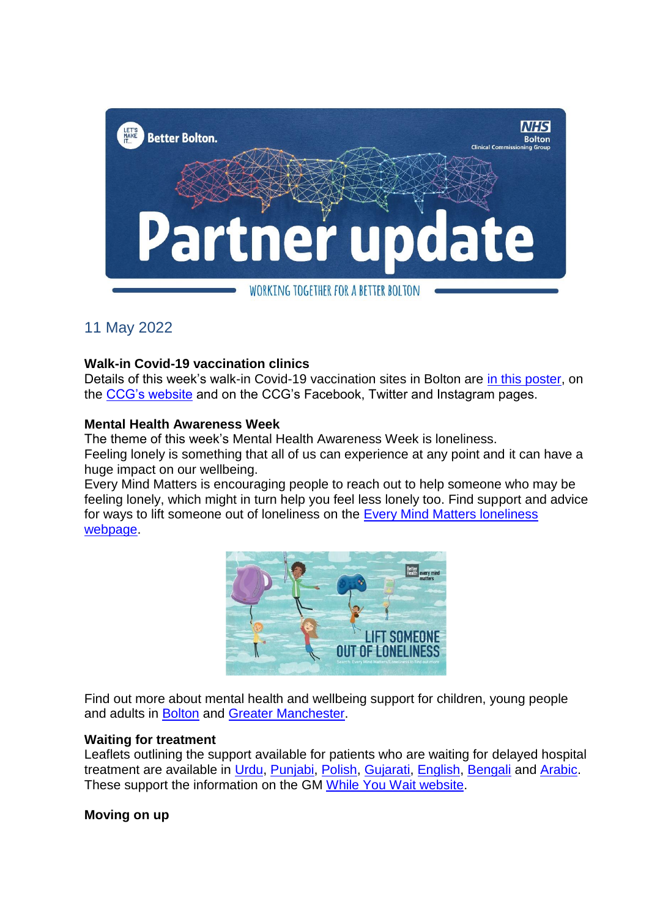11 May 2022

**Walk-in Covid-19 vaccination clinics**
Details of this week's walk-in Covid-19 vaccination sites in Bolton are in this poster, on the CCG's website and on the CCG's Facebook, Twitter and Instagram pages.

**Mental Health Awareness Week**
The theme of this week's Mental Health Awareness Week is loneliness.
Feeling lonely is something that all of us can experience at any point and it can have a huge impact on our wellbeing.
Every Mind Matters is encouraging people to reach out to help someone who may be feeling lonely, which might in turn help you feel less lonely too. Find support and advice for ways to lift someone out of loneliness on the Every Mind Matters loneliness webpage.

Find out more about mental health and wellbeing support for children, young people and adults in Bolton and Greater Manchester.

**Waiting for treatment**
Leaflets outlining the support available for patients who are waiting for delayed hospital treatment are available in Urdu, Punjabi, Polish, Gujarati, English, Bengali and Arabic. These support the information on the GM While You Wait website.

**Moving on up**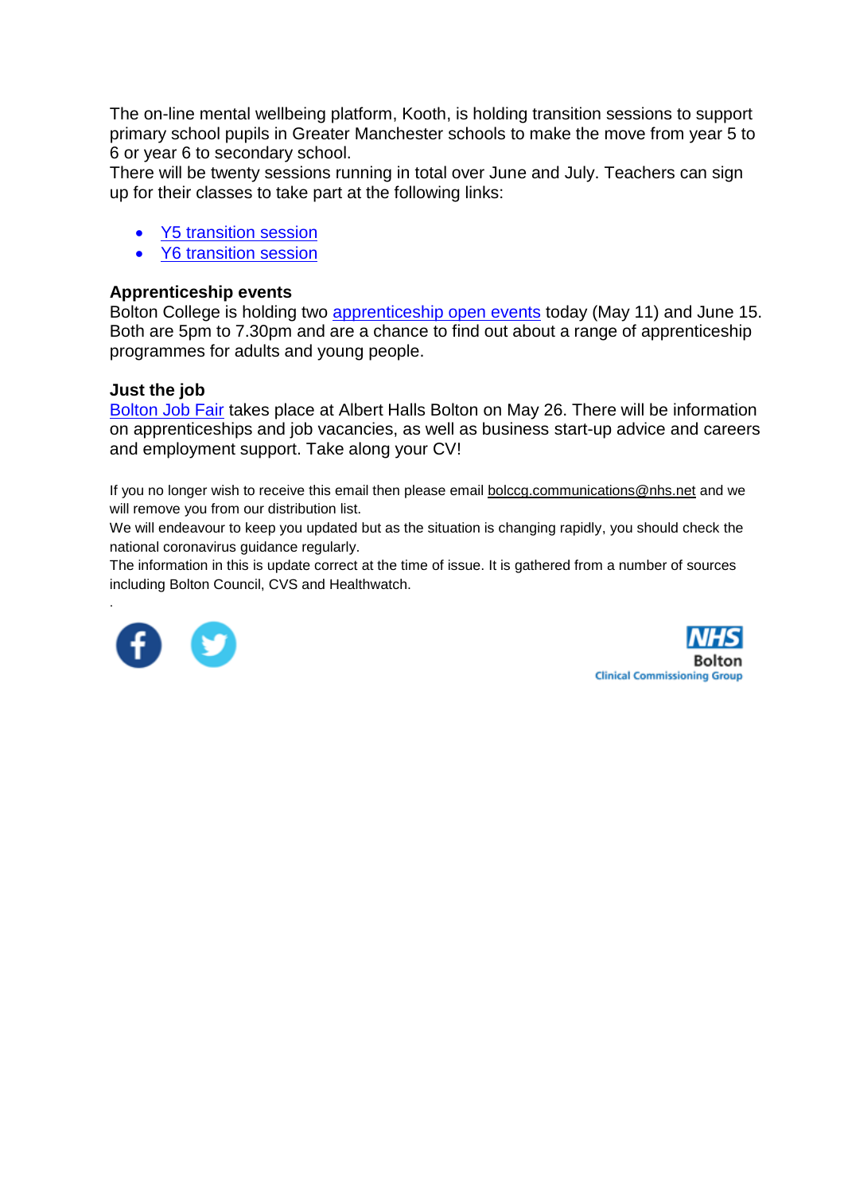The on-line mental wellbeing platform, Kooth, is holding transition sessions to support primary school pupils in Greater Manchester schools to make the move from year 5 to 6 or year 6 to secondary school.
There will be twenty sessions running in total over June and July. Teachers can sign up for their classes to take part at the following links:

- Y5 transition session
- Y6 transition session

**Apprenticeship events**
Bolton College is holding two apprenticeship open events today (May 11) and June 15. Both are 5pm to 7.30pm and are a chance to find out about a range of apprenticeship programmes for adults and young people.

**Just the job**
Bolton Job Fair takes place at Albert Halls Bolton on May 26. There will be information on apprenticeships and job vacancies, as well as business start-up advice and careers and employment support. Take along your CV!

If you no longer wish to receive this email then please email bolccg.communications@nhs.net and we will remove you from our distribution list.
We will endeavour to keep you updated but as the situation is changing rapidly, you should check the national coronavirus guidance regularly.
The information in this is update correct at the time of issue. It is gathered from a number of sources including Bolton Council, CVS and Healthwatch.

NHS Bolton Clinical Commissioning Group